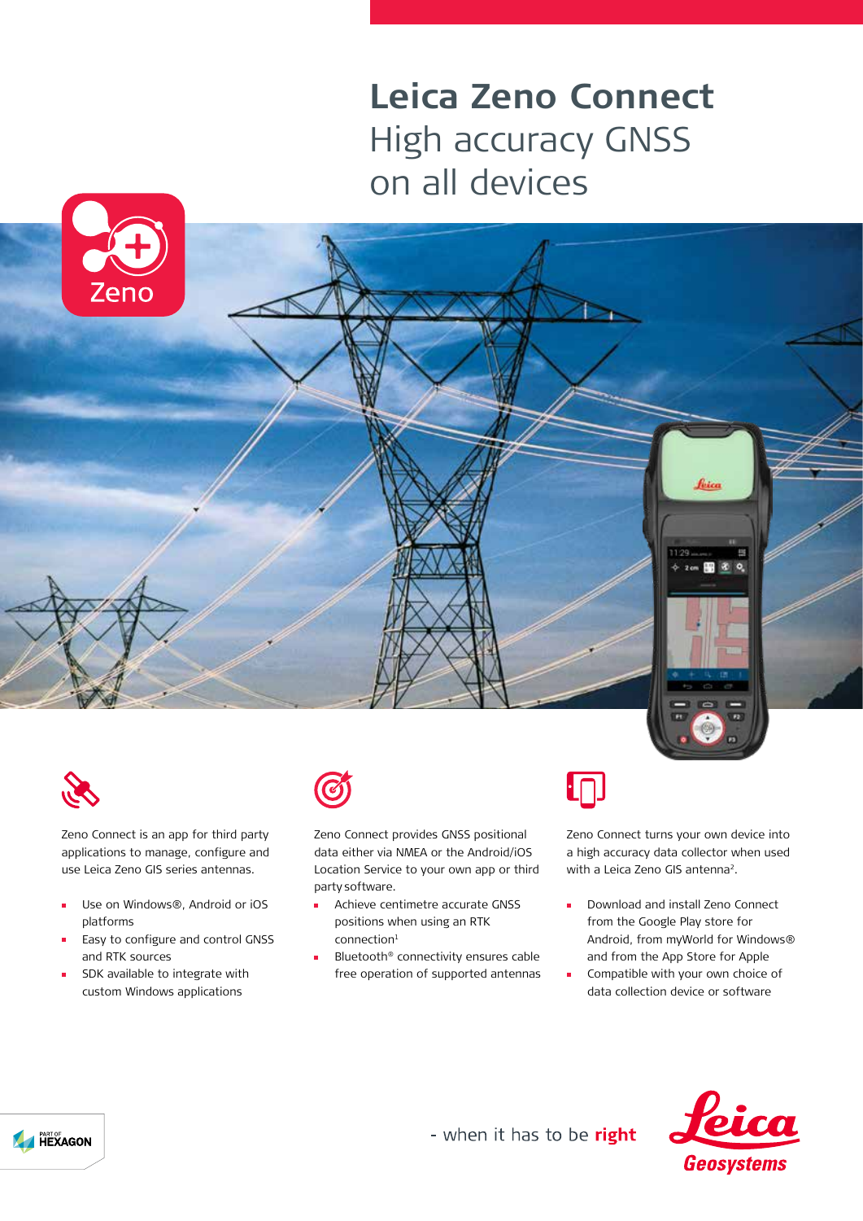# Leica Zeno Connect

## High accuracy GNSS on all devices

Zeno Connect is an app for third party applications to manage, configure and use Leica Zeno GIS series antennas.

- Use on Windows®, Android or iOS platforms
- Easy to configure and control GNSS and RTK sources
- SDK available to integrate with custom Windows applications

Zeno Connect provides GNSS positional data either via NMEA or the Android/iOS Location Service to your own app or third party software.

- Achieve centimetre accurate GNSS positions when using an RTK connection[1]
- Bluetooth® connectivity ensures cable free operation of supported antennas

Zeno Connect turns your own device into a high accuracy data collector when used with a Leica Zeno GIS antenna[2].

- Download and install Zeno Connect from the Google Play store for Android, from myWorld for Windows® and from the App Store for Apple
- Compatible with your own choice of data collection device or software

- when it has to be **right**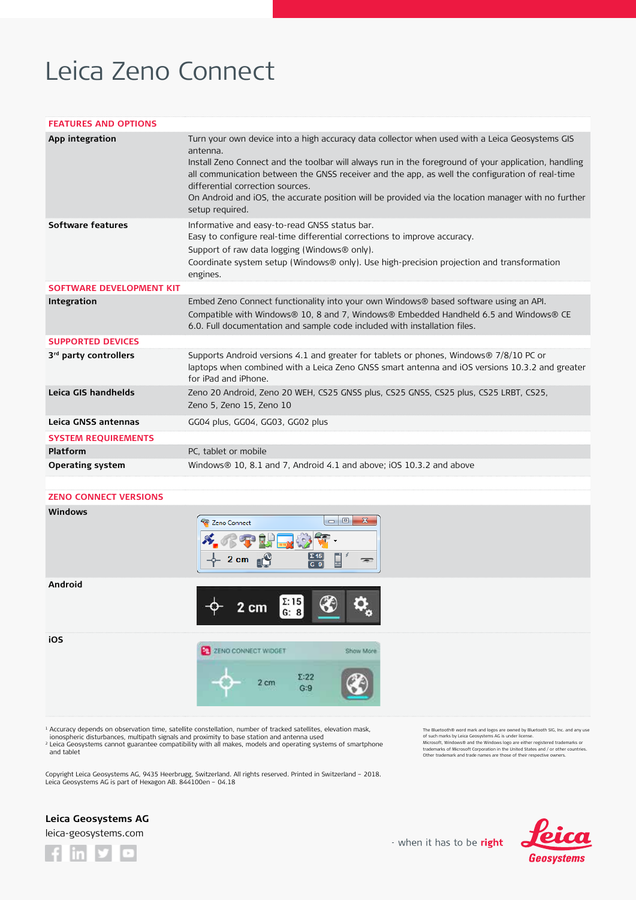# Leica Zeno Connect

| | |
|---|---|
| **FEATURES AND OPTIONS** | |
| **App integration** | Turn your own device into a high accuracy data collector when used with a Leica Geosystems GIS antenna.<br>Install Zeno Connect and the toolbar will always run in the foreground of your application, handling all communication between the GNSS receiver and the app, as well the configuration of real-time differential correction sources.<br>On Android and iOS, the accurate position will be provided via the location manager with no further setup required. |
| **Software features** | Informative and easy-to-read GNSS status bar.<br>Easy to configure real-time differential corrections to improve accuracy.<br>Support of raw data logging (Windows® only).<br>Coordinate system setup (Windows® only). Use high-precision projection and transformation engines. |
| **SOFTWARE DEVELOPMENT KIT** | |
| **Integration** | Embed Zeno Connect functionality into your own Windows® based software using an API.<br>Compatible with Windows® 10, 8 and 7, Windows® Embedded Handheld 6.5 and Windows® CE 6.0. Full documentation and sample code included with installation files. |
| **SUPPORTED DEVICES** | |
| **3rd party controllers** | Supports Android versions 4.1 and greater for tablets or phones, Windows® 7/8/10 PC or laptops when combined with a Leica Zeno GNSS smart antenna and iOS versions 10.3.2 and greater for iPad and iPhone. |
| **Leica GIS handhelds** | Zeno 20 Android, Zeno 20 WEH, CS25 GNSS plus, CS25 GNSS, CS25 plus, CS25 LRBT, CS25, Zeno 5, Zeno 15, Zeno 10 |
| **Leica GNSS antennas** | GG04 plus, GG04, GG03, GG02 plus |
| **SYSTEM REQUIREMENTS** | |
| **Platform** | PC, tablet or mobile |
| **Operating system** | Windows® 10, 8.1 and 7, Android 4.1 and above; iOS 10.3.2 and above |

## ZENO CONNECT VERSIONS

**Windows**

**Android**

**iOS**

[1] Accuracy depends on observation time, satellite constellation, number of tracked satellites, elevation mask, ionospheric disturbances, multipath signals and proximity to base station and antenna used
[2] Leica Geosystems cannot guarantee compatibility with all makes, models and operating systems of smartphone and tablet

The Bluetooth® word mark and logos are owned by Bluetooth SIG, Inc. and any use of such marks by Leica Geosystems AG is under license.
Microsoft, Windows® and the Windows logo are either registered trademarks or trademarks of Microsoft Corporation in the United States and / or other countries.
Other trademark and trade names are those of their respective owners.

Copyright Leica Geosystems AG, 9435 Heerbrugg, Switzerland. All rights reserved. Printed in Switzerland – 2018.
Leica Geosystems AG is part of Hexagon AB. 844100en – 04.18

**Leica Geosystems AG**
leica-geosystems.com

- when it has to be **right**

Leica Geosystems